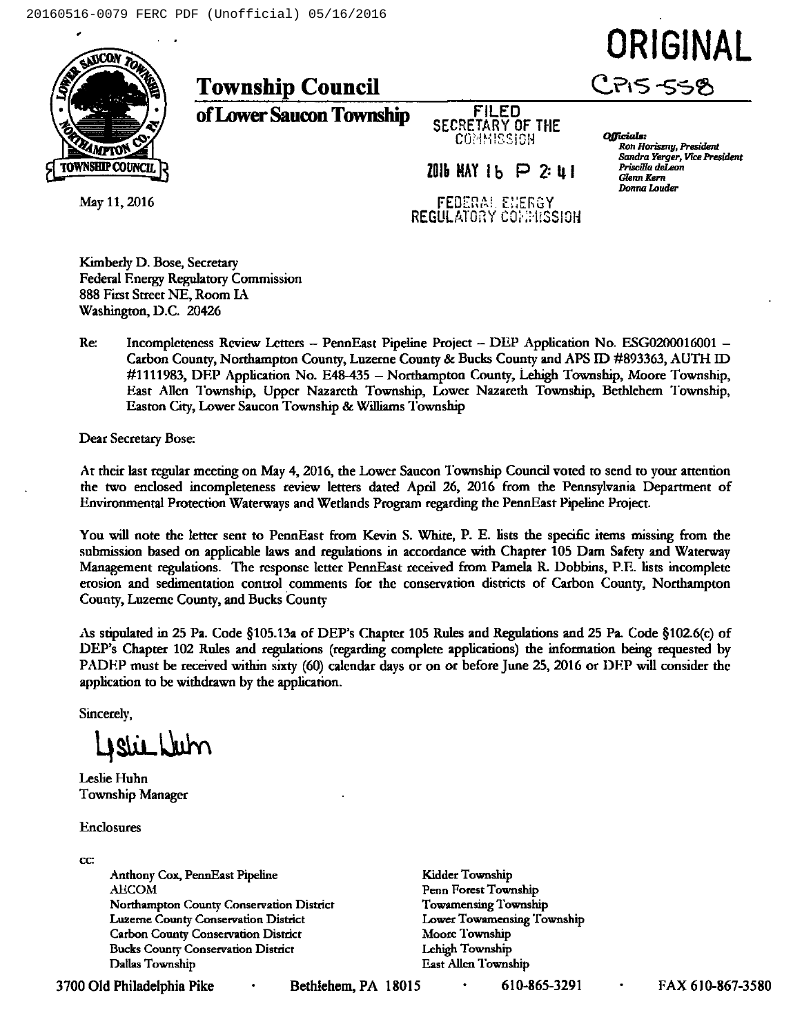20160516-0079 FERC PDF (Unofficial) 05/16/2016

**ORIGINAL**

CP15-558

# Township Council
## of Lower Saucon Township

FILED
SECRETARY OF THE
COMMISSION

2016 MAY 16 P 2:41

FEDERAL ENERGY
REGULATORY COMMISSION

***Officials:***
*Ron Horiszny, President*
*Sandra Yerger, Vice President*
*Priscilla deLeon*
*Glenn Kern*
*Donna Louder*

May 11, 2016

Kimberly D. Bose, Secretary
Federal Energy Regulatory Commission
888 First Street NE, Room IA
Washington, D.C. 20426

Re: Incompleteness Review Letters – PennEast Pipeline Project – DEP Application No. ESG0200016001 – Carbon County, Northampton County, Luzerne County & Bucks County and APS ID #893363, AUTH ID #1111983, DEP Application No. E48-435 – Northampton County, Lehigh Township, Moore Township, East Allen Township, Upper Nazareth Township, Lower Nazareth Township, Bethlehem Township, Easton City, Lower Saucon Township & Williams Township

Dear Secretary Bose:

At their last regular meeting on May 4, 2016, the Lower Saucon Township Council voted to send to your attention the two enclosed incompleteness review letters dated April 26, 2016 from the Pennsylvania Department of Environmental Protection Waterways and Wetlands Program regarding the PennEast Pipeline Project.

You will note the letter sent to PennEast from Kevin S. White, P. E. lists the specific items missing from the submission based on applicable laws and regulations in accordance with Chapter 105 Dam Safety and Waterway Management regulations. The response letter PennEast received from Pamela R. Dobbins, P.E. lists incomplete erosion and sedimentation control comments for the conservation districts of Carbon County, Northampton County, Luzerne County, and Bucks County

As stipulated in 25 Pa. Code §105.13a of DEP's Chapter 105 Rules and Regulations and 25 Pa. Code §102.6(c) of DEP's Chapter 102 Rules and regulations (regarding complete applications) the information being requested by PADEP must be received within sixty (60) calendar days or on or before June 25, 2016 or DEP will consider the application to be withdrawn by the application.

Sincerely,

Leslie Huhn
Township Manager

Enclosures

cc:

Anthony Cox, PennEast Pipeline
AECOM
Northampton County Conservation District
Luzerne County Conservation District
Carbon County Conservation District
Bucks County Conservation District
Dallas Township
Kidder Township
Penn Forest Township
Towamensing Township
Lower Towamensing Township
Moore Township
Lehigh Township
East Allen Township

3700 Old Philadelphia Pike • Bethlehem, PA 18015 • 610-865-3291 • FAX 610-867-3580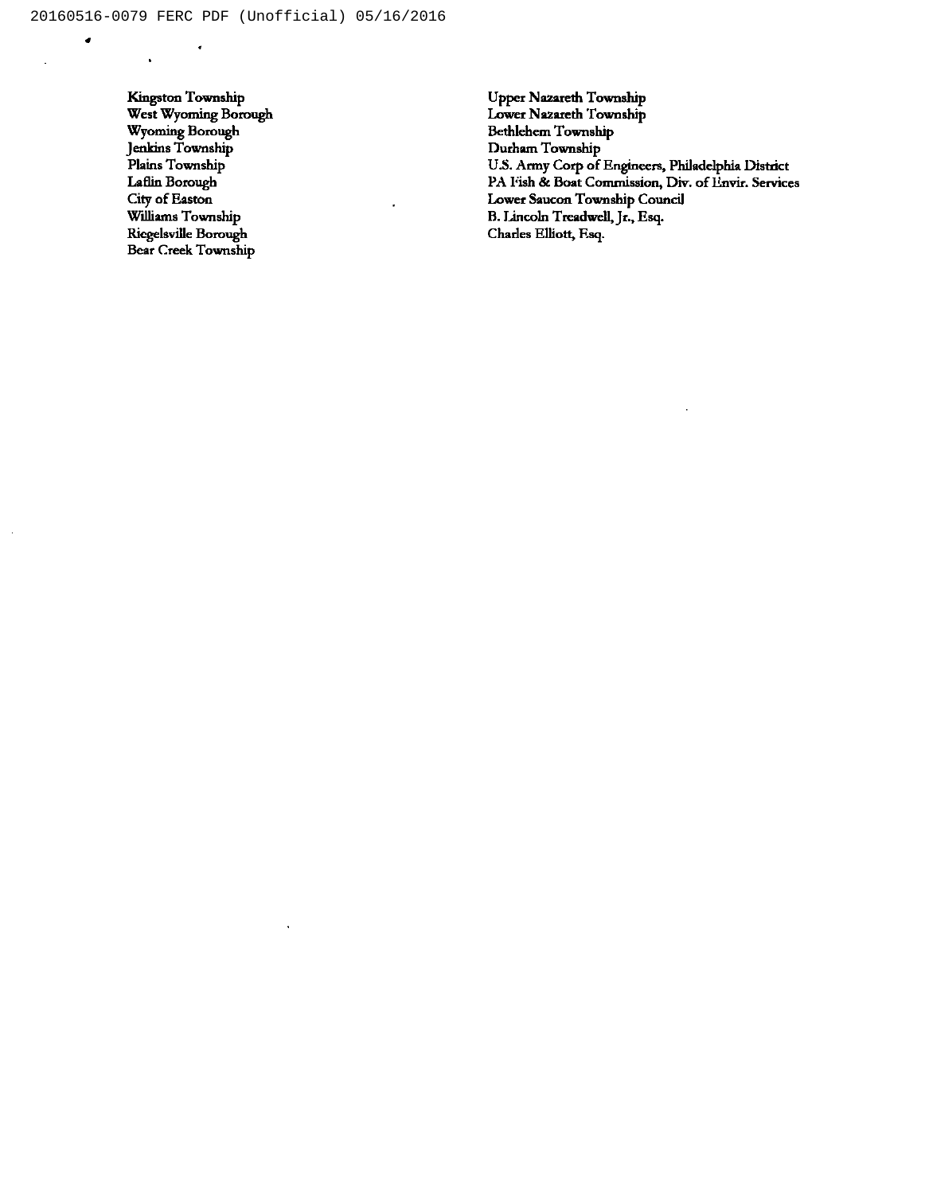Kingston Township
West Wyoming Borough
Wyoming Borough
Jenkins Township
Plains Township
Laflin Borough
City of Easton
Williams Township
Riegelsville Borough
Bear Creek Township

Upper Nazareth Township
Lower Nazareth Township
Bethlehem Township
Durham Township
U.S. Army Corp of Engineers, Philadelphia District
PA Fish & Boat Commission, Div. of Envir. Services
Lower Saucon Township Council
B. Lincoln Treadwell, Jr., Esq.
Charles Elliott, Esq.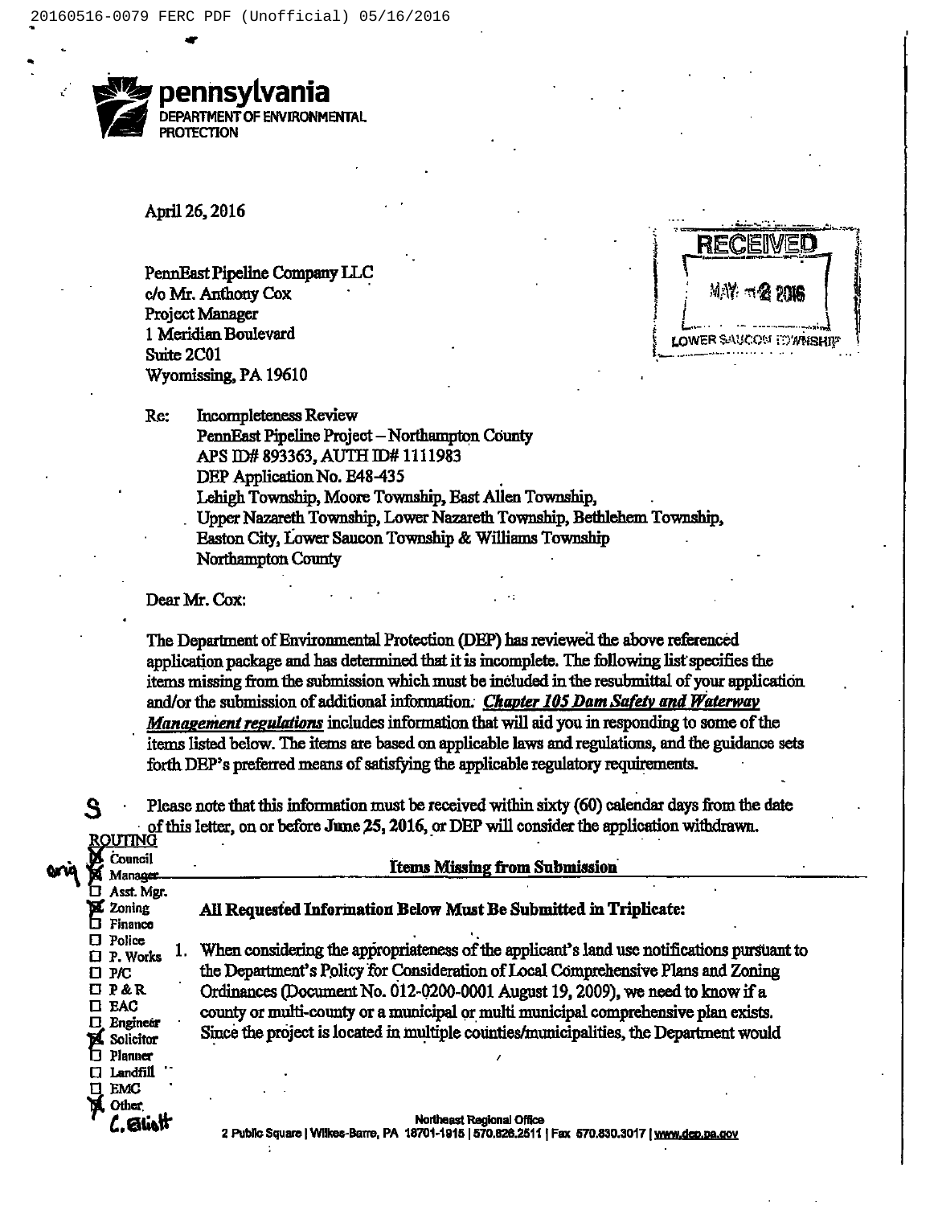**pennsylvania**
DEPARTMENT OF ENVIRONMENTAL PROTECTION

April 26, 2016

RECEIVED
MAY 2 2016
LOWER SAUCON TOWNSHIP

PennEast Pipeline Company LLC
c/o Mr. Anthony Cox
Project Manager
1 Meridian Boulevard
Suite 2C01
Wyomissing, PA 19610

Re: Incompleteness Review
PennEast Pipeline Project – Northampton County
APS ID# 893363, AUTH ID# 1111983
DEP Application No. E48-435
Lehigh Township, Moore Township, East Allen Township,
Upper Nazareth Township, Lower Nazareth Township, Bethlehem Township,
Easton City, Lower Saucon Township & Williams Township
Northampton County

Dear Mr. Cox:

The Department of Environmental Protection (DEP) has reviewed the above referenced application package and has determined that it is incomplete. The following list specifies the items missing from the submission which must be included in the resubmittal of your application and/or the submission of additional information. ***Chapter 105 Dam Safety and Waterway Management regulations*** includes information that will aid you in responding to some of the items listed below. The items are based on applicable laws and regulations, and the guidance sets forth DEP's preferred means of satisfying the applicable regulatory requirements.

Please note that this information must be received within sixty (60) calendar days from the date of this letter, on or before June 25, 2016, or DEP will consider the application withdrawn.

ROUTING
- [x] Council
- [x] Manager (orig)
- [ ] Asst. Mgr.
- [x] Zoning
- [ ] Finance
- [ ] Police
- [ ] P. Works
- [ ] P/C
- [ ] P & R
- [ ] EAC
- [ ] Engineer
- [x] Solicitor
- [ ] Planner
- [ ] Landfill
- [ ] EMC
- [x] Other: C. Elliott

**Items Missing from Submission**

**All Requested Information Below Must Be Submitted in Triplicate:**

1. When considering the appropriateness of the applicant's land use notifications pursuant to the Department's Policy for Consideration of Local Comprehensive Plans and Zoning Ordinances (Document No. 012-0200-0001 August 19, 2009), we need to know if a county or multi-county or a municipal or multi municipal comprehensive plan exists. Since the project is located in multiple counties/municipalities, the Department would

Northeast Regional Office
2 Public Square | Wilkes-Barre, PA 18701-1915 | 570.826.2511 | Fax 570.830.3017 | www.dep.pa.gov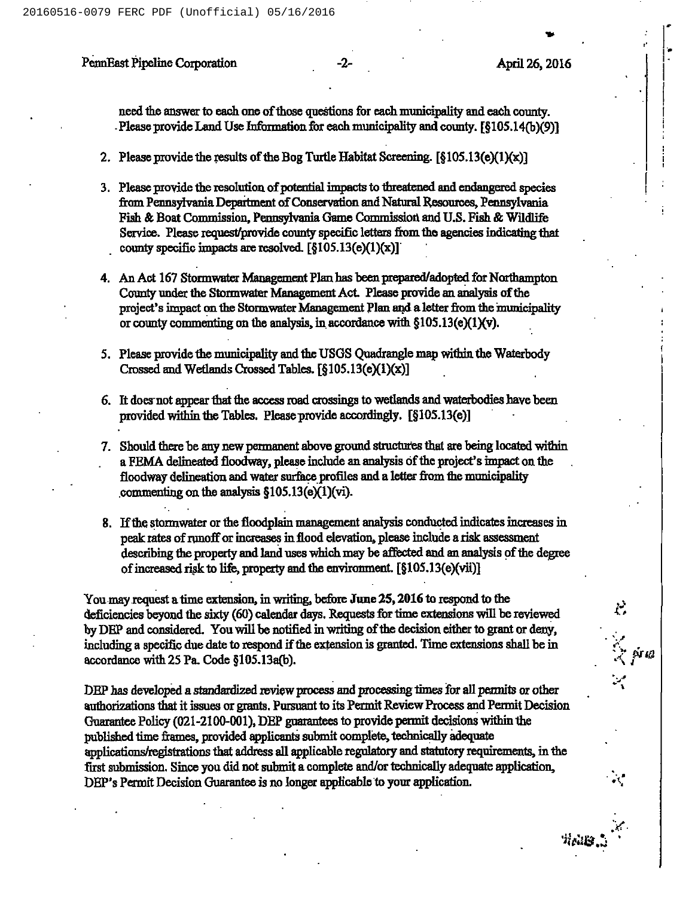need the answer to each one of those questions for each municipality and each county. Please provide Land Use Information for each municipality and county. [§105.14(b)(9)]

2. Please provide the results of the Bog Turtle Habitat Screening. [§105.13(e)(1)(x)]

3. Please provide the resolution of potential impacts to threatened and endangered species from Pennsylvania Department of Conservation and Natural Resources, Pennsylvania Fish & Boat Commission, Pennsylvania Game Commission and U.S. Fish & Wildlife Service. Please request/provide county specific letters from the agencies indicating that county specific impacts are resolved. [§105.13(e)(1)(x)]

4. An Act 167 Stormwater Management Plan has been prepared/adopted for Northampton County under the Stormwater Management Act. Please provide an analysis of the project's impact on the Stormwater Management Plan and a letter from the municipality or county commenting on the analysis, in accordance with §105.13(e)(1)(v).

5. Please provide the municipality and the USGS Quadrangle map within the Waterbody Crossed and Wetlands Crossed Tables. [§105.13(e)(1)(x)]

6. It does not appear that the access road crossings to wetlands and waterbodies have been provided within the Tables. Please provide accordingly. [§105.13(e)]

7. Should there be any new permanent above ground structures that are being located within a FEMA delineated floodway, please include an analysis of the project's impact on the floodway delineation and water surface profiles and a letter from the municipality commenting on the analysis §105.13(e)(1)(vi).

8. If the stormwater or the floodplain management analysis conducted indicates increases in peak rates of runoff or increases in flood elevation, please include a risk assessment describing the property and land uses which may be affected and an analysis of the degree of increased risk to life, property and the environment. [§105.13(e)(vii)]

You may request a time extension, in writing, before **June 25, 2016** to respond to the deficiencies beyond the sixty (60) calendar days. Requests for time extensions will be reviewed by DEP and considered. You will be notified in writing of the decision either to grant or deny, including a specific due date to respond if the extension is granted. Time extensions shall be in accordance with 25 Pa. Code §105.13a(b).

DEP has developed a standardized review process and processing times for all permits or other authorizations that it issues or grants. Pursuant to its Permit Review Process and Permit Decision Guarantee Policy (021-2100-001), DEP guarantees to provide permit decisions within the published time frames, provided applicants submit complete, technically adequate applications/registrations that address all applicable regulatory and statutory requirements, in the first submission. Since you did not submit a complete and/or technically adequate application, DEP's Permit Decision Guarantee is no longer applicable to your application.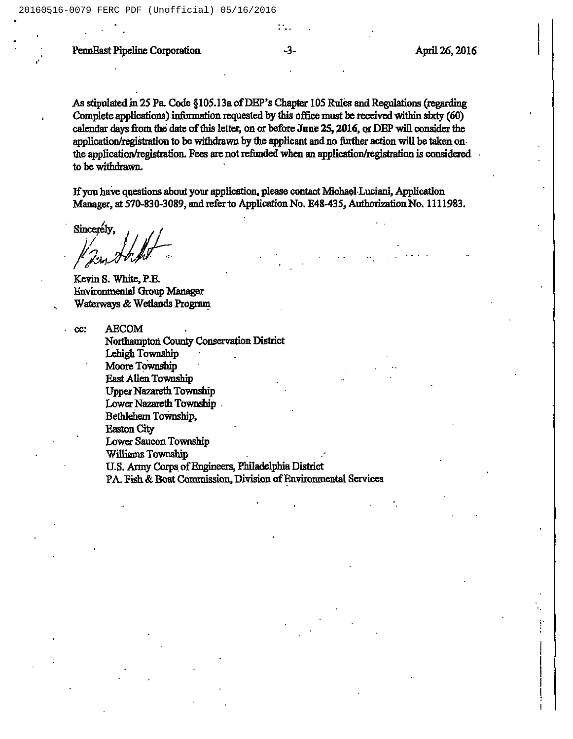As stipulated in 25 Pa. Code §105.13a of DEP's Chapter 105 Rules and Regulations (regarding Complete applications) information requested by this office must be received within sixty (60) calendar days from the date of this letter, on or before **June 25, 2016**, or DEP will consider the application/registration to be withdrawn by the applicant and no further action will be taken on the application/registration. Fees are not refunded when an application/registration is considered to be withdrawn.

If you have questions about your application, please contact Michael Luciani, Application Manager, at 570-830-3089, and refer to Application No. E48-435, Authorization No. 1111983.

Sincerely,

Kevin S. White, P.E.
Environmental Group Manager
Waterways & Wetlands Program

cc:
- AECOM
- Northampton County Conservation District
- Lehigh Township
- Moore Township
- East Allen Township
- Upper Nazareth Township
- Lower Nazareth Township
- Bethlehem Township,
- Easton City
- Lower Saucon Township
- Williams Township
- U.S. Army Corps of Engineers, Philadelphia District
- PA. Fish & Boat Commission, Division of Environmental Services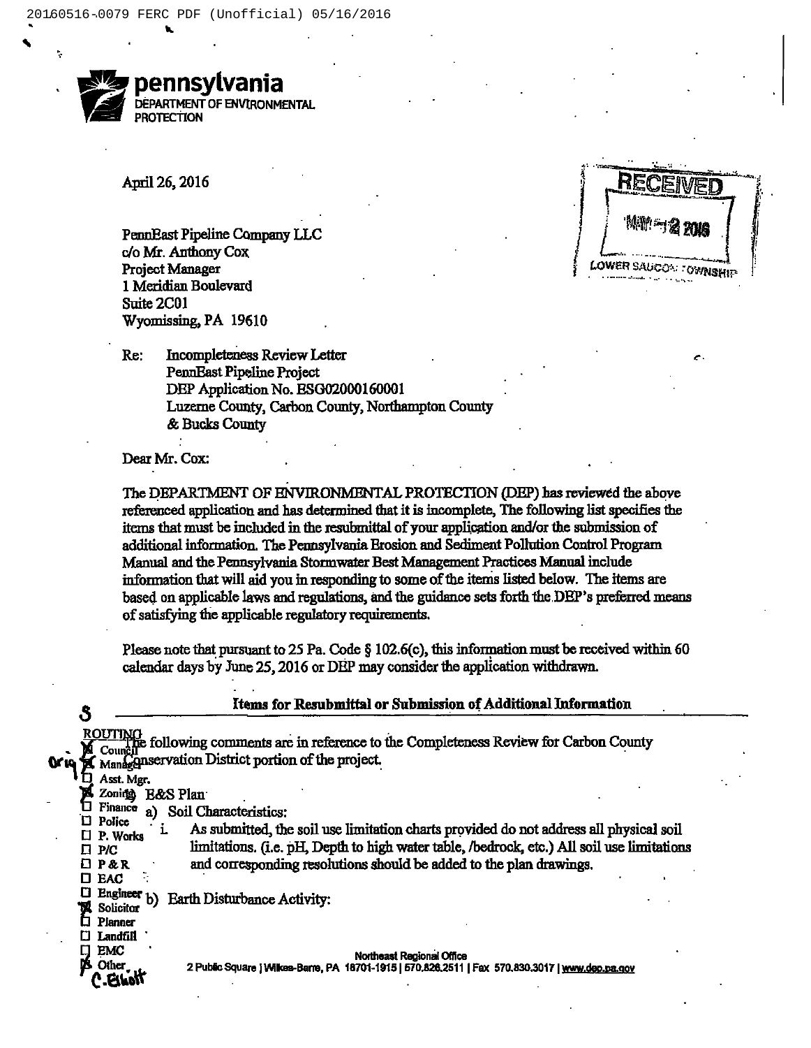**pennsylvania**
DEPARTMENT OF ENVIRONMENTAL PROTECTION

RECEIVED
MAY 2 2016
LOWER SAUCON TOWNSHIP

April 26, 2016

PennEast Pipeline Company LLC
c/o Mr. Anthony Cox
Project Manager
1 Meridian Boulevard
Suite 2C01
Wyomissing, PA 19610

Re: Incompleteness Review Letter
PennEast Pipeline Project
DEP Application No. ESG02000160001
Luzerne County, Carbon County, Northampton County & Bucks County

Dear Mr. Cox:

The DEPARTMENT OF ENVIRONMENTAL PROTECTION (DEP) has reviewed the above referenced application and has determined that it is incomplete, The following list specifies the items that must be included in the resubmittal of your application and/or the submission of additional information. The Pennsylvania Erosion and Sediment Pollution Control Program Manual and the Pennsylvania Stormwater Best Management Practices Manual include information that will aid you in responding to some of the items listed below. The items are based on applicable laws and regulations, and the guidance sets forth the DEP's preferred means of satisfying the applicable regulatory requirements.

Please note that pursuant to 25 Pa. Code § 102.6(c), this information must be received within 60 calendar days by June 25, 2016 or DEP may consider the application withdrawn.

## Items for Resubmittal or Submission of Additional Information

ROUTING
- [x] Council
- [x] Manager (Orig)
- [ ] Asst. Mgr.
- [x] Zoning
- [ ] Finance
- [ ] Police
- [ ] P. Works
- [ ] P/C
- [ ] P & R
- [ ] EAC
- [ ] Engineer
- [x] Solicitor
- [ ] Planner
- [ ] Landfill
- [ ] EMC
- [x] Other C. Elliott

The following comments are in reference to the Completeness Review for Carbon County Conservation District portion of the project.

1) E&S Plan

a) Soil Characteristics:

i. As submitted, the soil use limitation charts provided do not address all physical soil limitations. (i.e. pH, Depth to high water table, /bedrock, etc.) All soil use limitations and corresponding resolutions should be added to the plan drawings.

b) Earth Disturbance Activity:

Northeast Regional Office
2 Public Square | Wilkes-Barre, PA 18701-1915 | 570.826.2511 | Fax 570.830.3017 | www.dep.pa.gov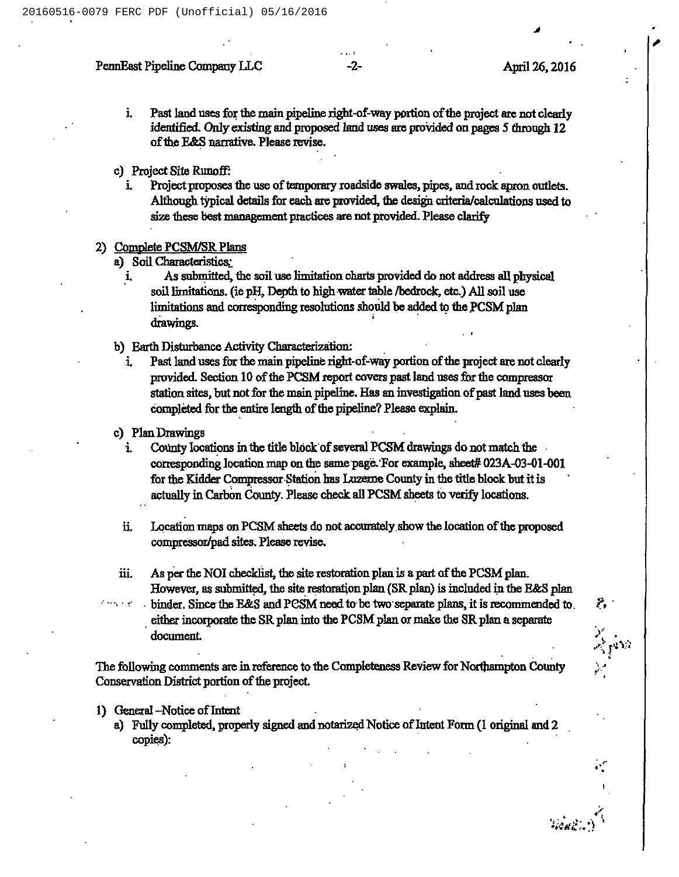i. Past land uses for the main pipeline right-of-way portion of the project are not clearly identified. Only existing and proposed land uses are provided on pages 5 through 12 of the E&S narrative. Please revise.

c) Project Site Runoff:

i. Project proposes the use of temporary roadside swales, pipes, and rock apron outlets. Although typical details for each are provided, the design criteria/calculations used to size these best management practices are not provided. Please clarify

2) Complete PCSM/SR Plans

a) Soil Characteristics:

i. As submitted, the soil use limitation charts provided do not address all physical soil limitations. (ie pH, Depth to high water table /bedrock, etc.) All soil use limitations and corresponding resolutions should be added to the PCSM plan drawings.

b) Earth Disturbance Activity Characterization:

i. Past land uses for the main pipeline right-of-way portion of the project are not clearly provided. Section 10 of the PCSM report covers past land uses for the compressor station sites, but not for the main pipeline. Has an investigation of past land uses been completed for the entire length of the pipeline? Please explain.

c) Plan Drawings

i. County locations in the title block of several PCSM drawings do not match the corresponding location map on the same page. For example, sheet# 023A-03-01-001 for the Kidder Compressor Station has Luzerne County in the title block but it is actually in Carbon County. Please check all PCSM sheets to verify locations.

ii. Location maps on PCSM sheets do not accurately show the location of the proposed compressor/pad sites. Please revise.

iii. As per the NOI checklist, the site restoration plan is a part of the PCSM plan. However, as submitted, the site restoration plan (SR plan) is included in the E&S plan binder. Since the E&S and PCSM need to be two separate plans, it is recommended to either incorporate the SR plan into the PCSM plan or make the SR plan a separate document.

The following comments are in reference to the Completeness Review for Northampton County Conservation District portion of the project.

1) General –Notice of Intent

a) Fully completed, properly signed and notarized Notice of Intent Form (1 original and 2 copies):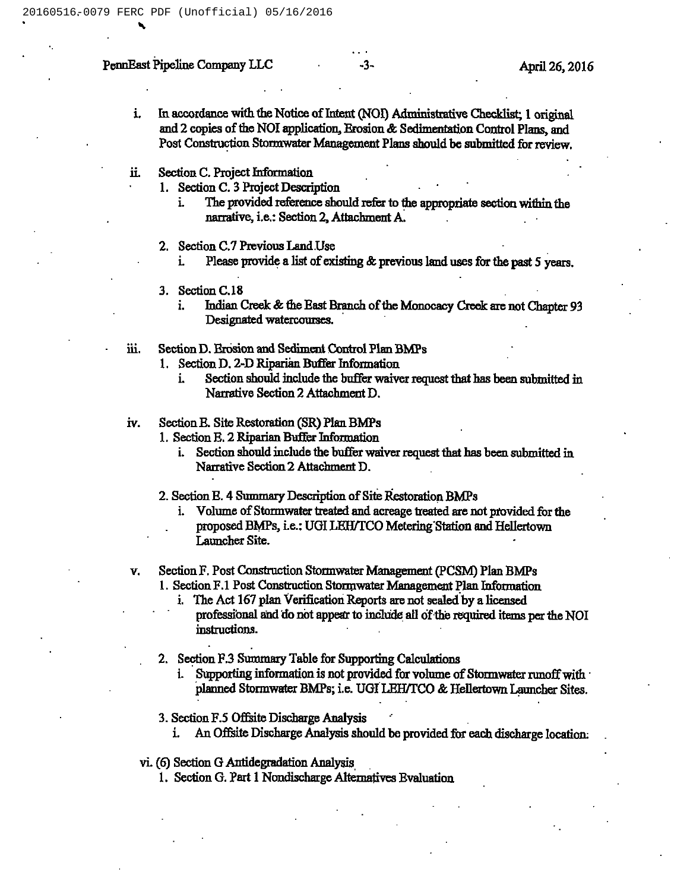i. In accordance with the Notice of Intent (NOI) Administrative Checklist; 1 original and 2 copies of the NOI application, Erosion & Sedimentation Control Plans, and Post Construction Stormwater Management Plans should be submitted for review.

ii. Section C. Project Information
   1. Section C. 3 Project Description
      i. The provided reference should refer to the appropriate section within the narrative, i.e.: Section 2, Attachment A.

   2. Section C.7 Previous Land Use
      i. Please provide a list of existing & previous land uses for the past 5 years.

   3. Section C.18
      i. Indian Creek & the East Branch of the Monocacy Creek are not Chapter 93 Designated watercourses.

iii. Section D. Erosion and Sediment Control Plan BMPs
   1. Section D. 2-D Riparian Buffer Information
      i. Section should include the buffer waiver request that has been submitted in Narrative Section 2 Attachment D.

iv. Section E. Site Restoration (SR) Plan BMPs
   1. Section E. 2 Riparian Buffer Information
      i. Section should include the buffer waiver request that has been submitted in Narrative Section 2 Attachment D.

   2. Section E. 4 Summary Description of Site Restoration BMPs
      i. Volume of Stormwater treated and acreage treated are not provided for the proposed BMPs, i.e.: UGI LEH/TCO Metering Station and Hellertown Launcher Site.

v. Section F. Post Construction Stormwater Management (PCSM) Plan BMPs
   1. Section F.1 Post Construction Stormwater Management Plan Information
      i. The Act 167 plan Verification Reports are not sealed by a licensed professional and do not appear to include all of the required items per the NOI instructions.

   2. Section F.3 Summary Table for Supporting Calculations
      i. Supporting information is not provided for volume of Stormwater runoff with planned Stormwater BMPs; i.e. UGI LEH/TCO & Hellertown Launcher Sites.

   3. Section F.5 Offsite Discharge Analysis
      i. An Offsite Discharge Analysis should be provided for each discharge location.

vi. (6) Section G Antidegradation Analysis
   1. Section G. Part 1 Nondischarge Alternatives Evaluation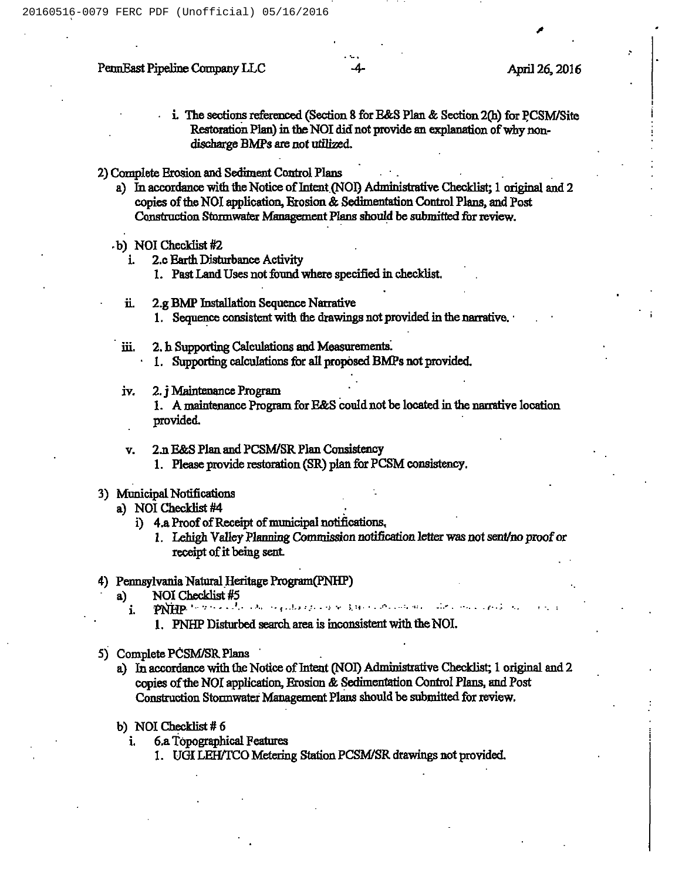i. The sections referenced (Section 8 for E&S Plan & Section 2(h) for PCSM/Site Restoration Plan) in the NOI did not provide an explanation of why non-discharge BMPs are not utilized.

2) Complete Erosion and Sediment Control Plans
   a) In accordance with the Notice of Intent (NOI) Administrative Checklist; 1 original and 2 copies of the NOI application, Erosion & Sedimentation Control Plans, and Post Construction Stormwater Management Plans should be submitted for review.

   b) NOI Checklist #2
      i. 2.c Earth Disturbance Activity
         1. Past Land Uses not found where specified in checklist.

      ii. 2.g BMP Installation Sequence Narrative
         1. Sequence consistent with the drawings not provided in the narrative.

      iii. 2. h Supporting Calculations and Measurements.
         1. Supporting calculations for all proposed BMPs not provided.

      iv. 2. j Maintenance Program
         1. A maintenance Program for E&S could not be located in the narrative location provided.

      v. 2.n E&S Plan and PCSM/SR Plan Consistency
         1. Please provide restoration (SR) plan for PCSM consistency.

3) Municipal Notifications
   a) NOI Checklist #4
      i) 4.a Proof of Receipt of municipal notifications.
         1. Lehigh Valley Planning Commission notification letter was not sent/no proof or receipt of it being sent.

4) Pennsylvania Natural Heritage Program(PNHP)
   a) NOI Checklist #5
      i. PNHP
         1. PNHP Disturbed search area is inconsistent with the NOI.

5) Complete PCSM/SR Plans
   a) In accordance with the Notice of Intent (NOI) Administrative Checklist; 1 original and 2 copies of the NOI application, Erosion & Sedimentation Control Plans, and Post Construction Stormwater Management Plans should be submitted for review.

   b) NOI Checklist # 6
      i. 6.a Topographical Features
         1. UGI LEH/TCO Metering Station PCSM/SR drawings not provided.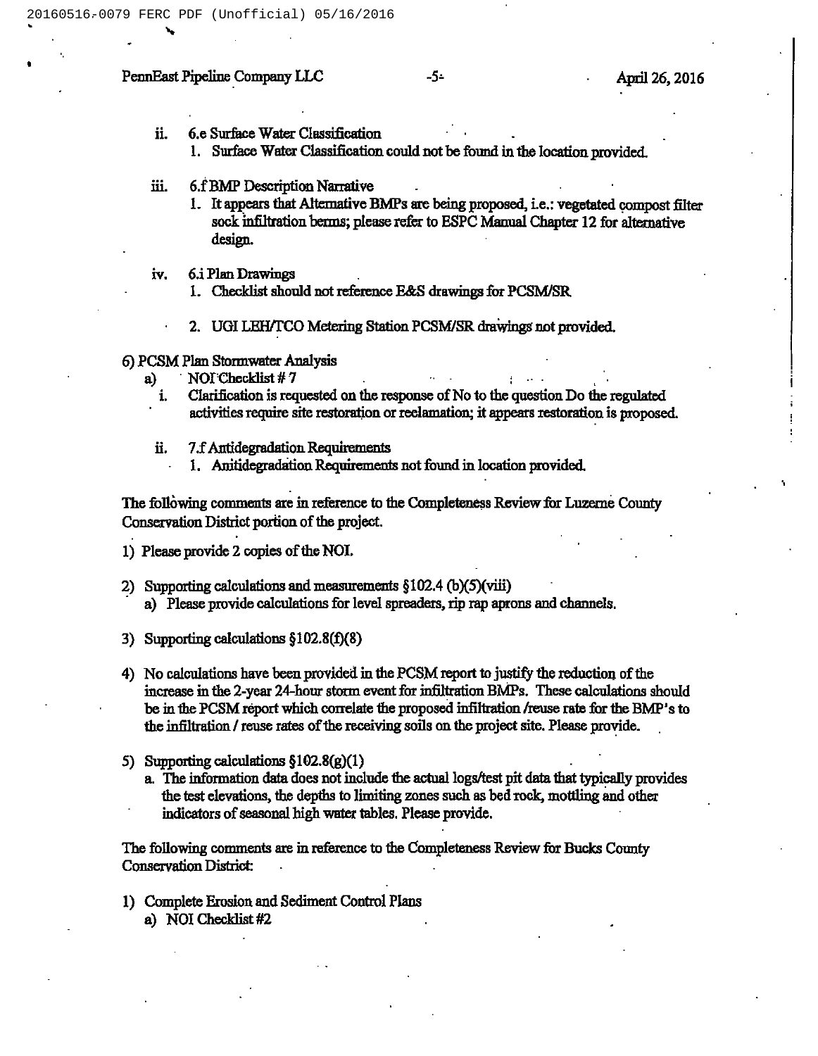ii. 6.e Surface Water Classification
    1. Surface Water Classification could not be found in the location provided.

iii. 6.f BMP Description Narrative
    1. It appears that Alternative BMPs are being proposed, i.e.: vegetated compost filter sock infiltration berms; please refer to ESPC Manual Chapter 12 for alternative design.

iv. 6.i Plan Drawings
    1. Checklist should not reference E&S drawings for PCSM/SR
    2. UGI LEH/TCO Metering Station PCSM/SR drawings not provided.

6) PCSM Plan Stormwater Analysis
   a) NOI Checklist # 7
      i. Clarification is requested on the response of No to the question Do the regulated activities require site restoration or reclamation; it appears restoration is proposed.
      ii. 7.f Antidegradation Requirements
          1. Anitidegradation Requirements not found in location provided.

The following comments are in reference to the Completeness Review for Luzerne County Conservation District portion of the project.

1) Please provide 2 copies of the NOI.

2) Supporting calculations and measurements §102.4 (b)(5)(viii)
   a) Please provide calculations for level spreaders, rip rap aprons and channels.

3) Supporting calculations §102.8(f)(8)

4) No calculations have been provided in the PCSM report to justify the reduction of the increase in the 2-year 24-hour storm event for infiltration BMPs. These calculations should be in the PCSM report which correlate the proposed infiltration /reuse rate for the BMP's to the infiltration / reuse rates of the receiving soils on the project site. Please provide.

5) Supporting calculations §102.8(g)(1)
   a. The information data does not include the actual logs/test pit data that typically provides the test elevations, the depths to limiting zones such as bed rock, mottling and other indicators of seasonal high water tables. Please provide.

The following comments are in reference to the Completeness Review for Bucks County Conservation District:

1) Complete Erosion and Sediment Control Plans
   a) NOI Checklist #2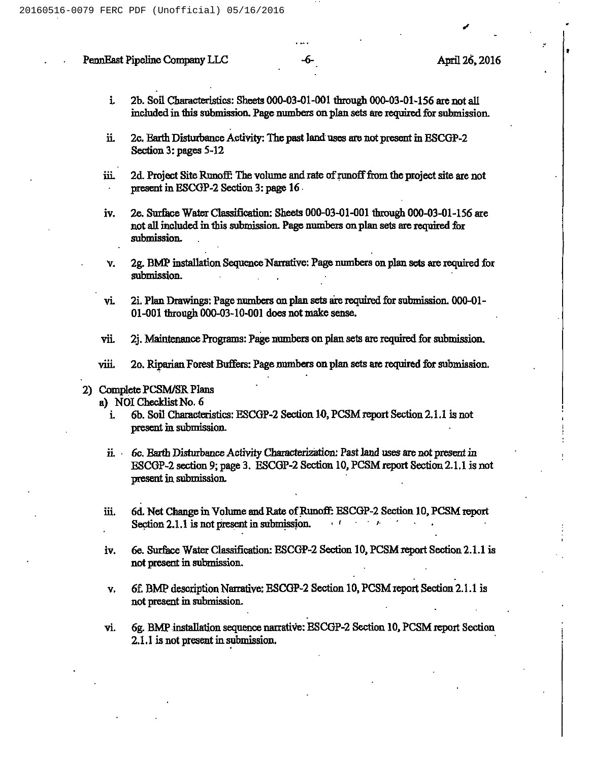i. 2b. Soil Characteristics: Sheets 000-03-01-001 through 000-03-01-156 are not all included in this submission. Page numbers on plan sets are required for submission.

ii. 2c. Earth Disturbance Activity: The past land uses are not present in ESCGP-2 Section 3: pages 5-12

iii. 2d. Project Site Runoff: The volume and rate of runoff from the project site are not present in ESCGP-2 Section 3: page 16

iv. 2e. Surface Water Classification: Sheets 000-03-01-001 through 000-03-01-156 are not all included in this submission. Page numbers on plan sets are required for submission.

v. 2g. BMP installation Sequence Narrative: Page numbers on plan sets are required for submission.

vi. 2i. Plan Drawings: Page numbers on plan sets are required for submission. 000-01-01-001 through 000-03-10-001 does not make sense.

vii. 2j. Maintenance Programs: Page numbers on plan sets are required for submission.

viii. 2o. Riparian Forest Buffers: Page numbers on plan sets are required for submission.

2) Complete PCSM/SR Plans

a) NOI Checklist No. 6

i. 6b. Soil Characteristics: ESCGP-2 Section 10, PCSM report Section 2.1.1 is not present in submission.

ii. 6c. Earth Disturbance Activity Characterization: Past land uses are not present in ESCGP-2 section 9; page 3. ESCGP-2 Section 10, PCSM report Section 2.1.1 is not present in submission.

iii. 6d. Net Change in Volume and Rate of Runoff: ESCGP-2 Section 10, PCSM report Section 2.1.1 is not present in submission.

iv. 6e. Surface Water Classification: ESCGP-2 Section 10, PCSM report Section 2.1.1 is not present in submission.

v. 6f. BMP description Narrative: ESCGP-2 Section 10, PCSM report Section 2.1.1 is not present in submission.

vi. 6g. BMP installation sequence narrative: ESCGP-2 Section 10, PCSM report Section 2.1.1 is not present in submission.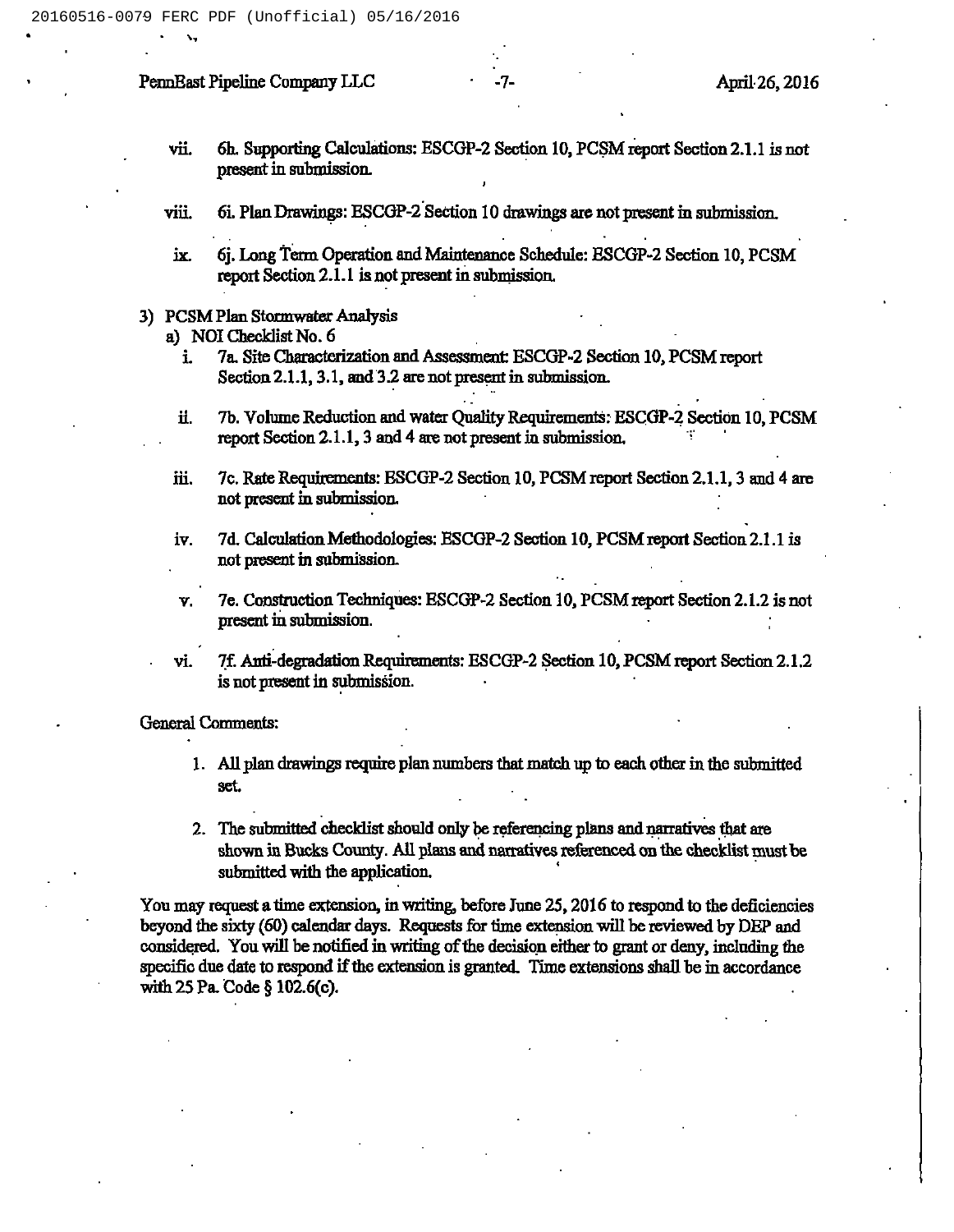vii. 6h. Supporting Calculations: ESCGP-2 Section 10, PCSM report Section 2.1.1 is not present in submission.

viii. 6i. Plan Drawings: ESCGP-2 Section 10 drawings are not present in submission.

ix. 6j. Long Term Operation and Maintenance Schedule: ESCGP-2 Section 10, PCSM report Section 2.1.1 is not present in submission.

3) PCSM Plan Stormwater Analysis

a) NOI Checklist No. 6

i. 7a. Site Characterization and Assessment: ESCGP-2 Section 10, PCSM report Section 2.1.1, 3.1, and 3.2 are not present in submission.

ii. 7b. Volume Reduction and water Quality Requirements: ESCGP-2 Section 10, PCSM report Section 2.1.1, 3 and 4 are not present in submission.

iii. 7c. Rate Requirements: ESCGP-2 Section 10, PCSM report Section 2.1.1, 3 and 4 are not present in submission.

iv. 7d. Calculation Methodologies: ESCGP-2 Section 10, PCSM report Section 2.1.1 is not present in submission.

v. 7e. Construction Techniques: ESCGP-2 Section 10, PCSM report Section 2.1.2 is not present in submission.

vi. 7f. Anti-degradation Requirements: ESCGP-2 Section 10, PCSM report Section 2.1.2 is not present in submission.

General Comments:

1. All plan drawings require plan numbers that match up to each other in the submitted set.

2. The submitted checklist should only be referencing plans and narratives that are shown in Bucks County. All plans and narratives referenced on the checklist must be submitted with the application.

You may request a time extension, in writing, before June 25, 2016 to respond to the deficiencies beyond the sixty (60) calendar days. Requests for time extension will be reviewed by DEP and considered. You will be notified in writing of the decision either to grant or deny, including the specific due date to respond if the extension is granted. Time extensions shall be in accordance with 25 Pa. Code § 102.6(c).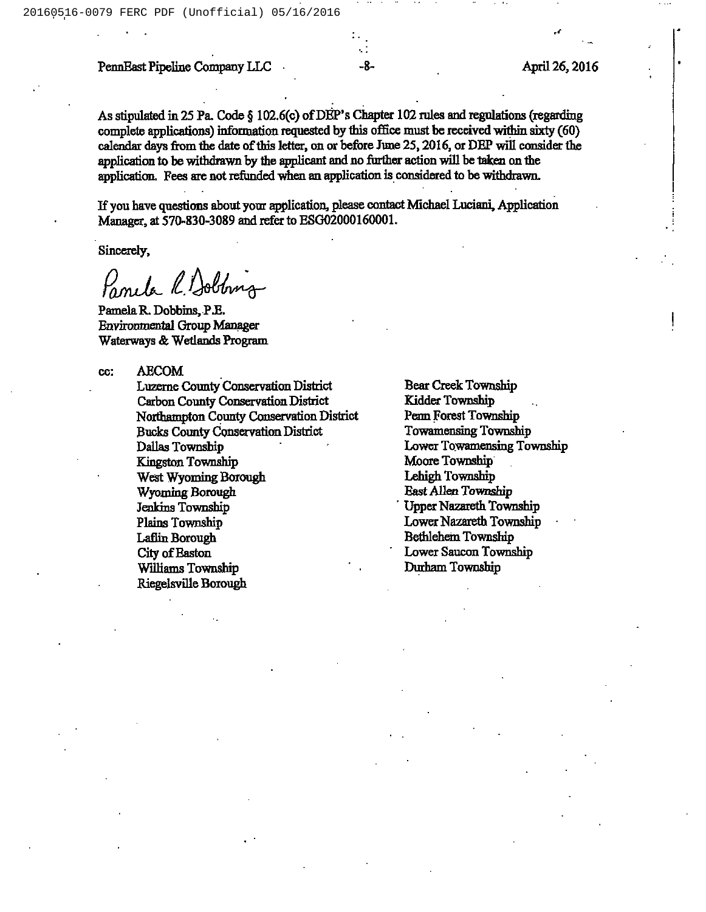As stipulated in 25 Pa. Code § 102.6(c) of DEP's Chapter 102 rules and regulations (regarding complete applications) information requested by this office must be received within sixty (60) calendar days from the date of this letter, on or before June 25, 2016, or DEP will consider the application to be withdrawn by the applicant and no further action will be taken on the application. Fees are not refunded when an application is considered to be withdrawn.

If you have questions about your application, please contact Michael Luciani, Application Manager, at 570-830-3089 and refer to ESG02000160001.

Sincerely,

Pamela R. Dobbins, P.E.
Environmental Group Manager
Waterways & Wetlands Program

cc: AECOM
Luzerne County Conservation District
Carbon County Conservation District
Northampton County Conservation District
Bucks County Conservation District
Dallas Township
Kingston Township
West Wyoming Borough
Wyoming Borough
Jenkins Township
Plains Township
Laflin Borough
City of Easton
Williams Township
Riegelsville Borough
Bear Creek Township
Kidder Township
Penn Forest Township
Towamensing Township
Lower Towamensing Township
Moore Township
Lehigh Township
East Allen Township
Upper Nazareth Township
Lower Nazareth Township
Bethlehem Township
Lower Saucon Township
Durham Township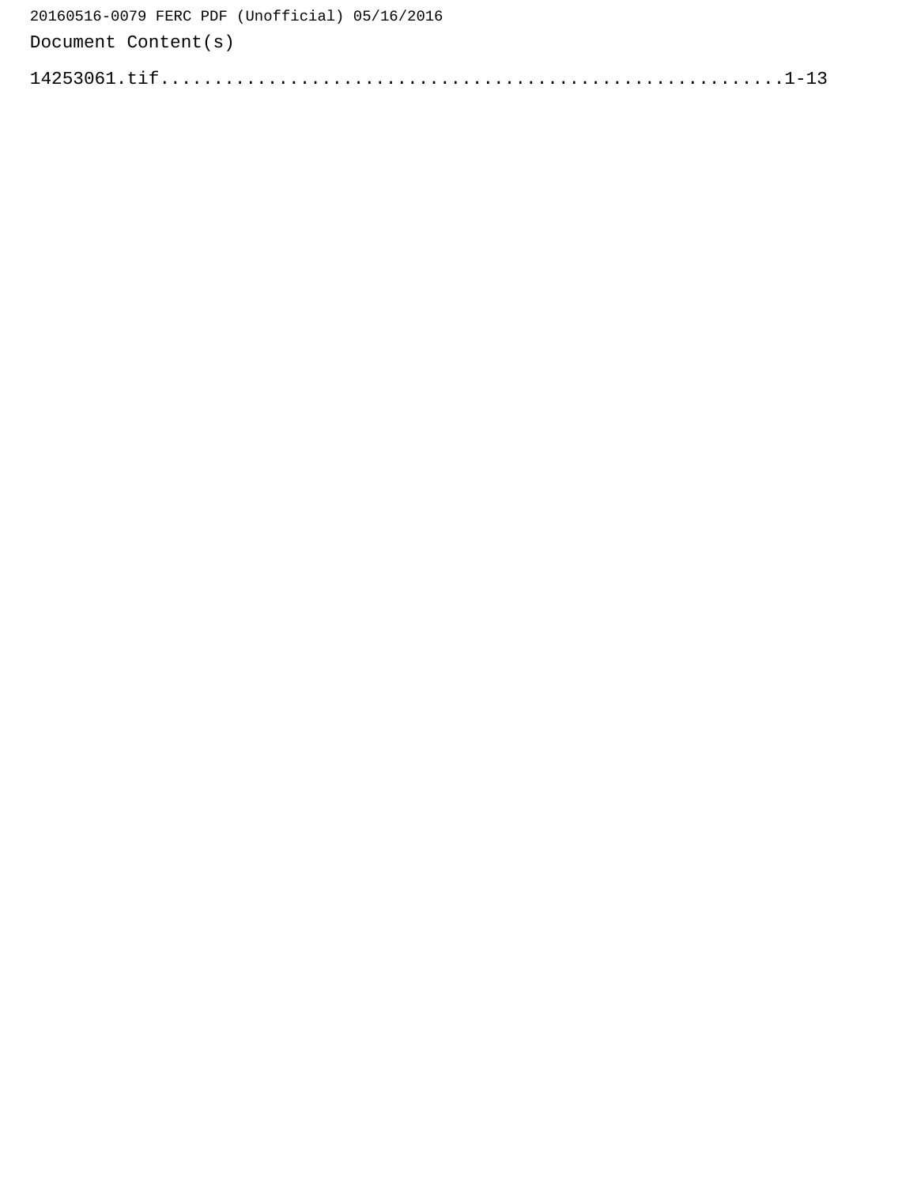Document Content(s)

14253061.tif......................................................1-13